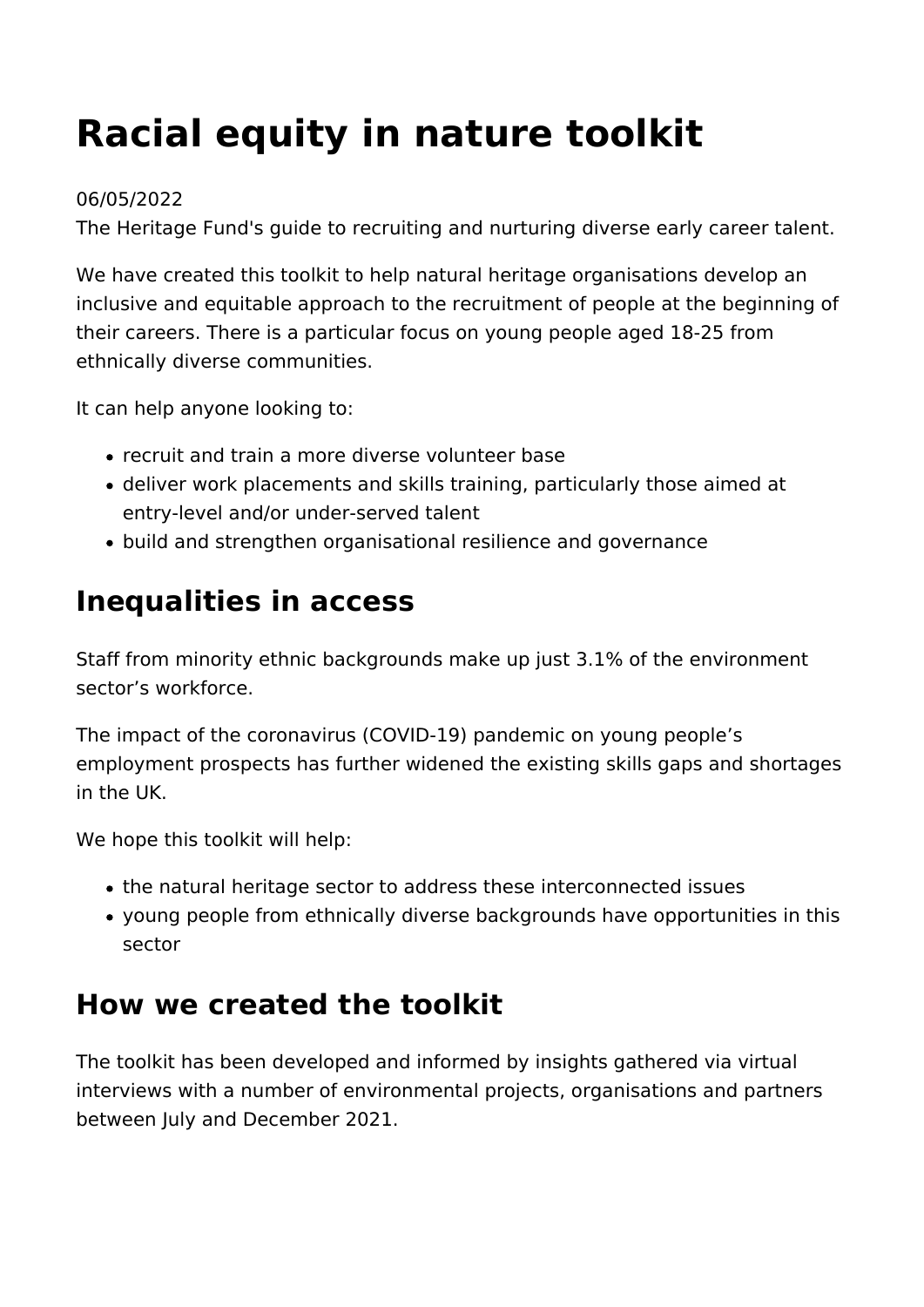# Racial equity in nature toolkit

06/05/2022
The Heritage Fund's guide to recruiting and nurturing diverse early career talent.

We have created this toolkit to help natural heritage organisations develop an inclusive and equitable approach to the recruitment of people at the beginning of their careers. There is a particular focus on young people aged 18-25 from ethnically diverse communities.

It can help anyone looking to:

- recruit and train a more diverse volunteer base
- deliver work placements and skills training, particularly those aimed at entry-level and/or under-served talent
- build and strengthen organisational resilience and governance

## Inequalities in access

Staff from minority ethnic backgrounds make up just 3.1% of the environment sector's workforce.

The impact of the coronavirus (COVID-19) pandemic on young people's employment prospects has further widened the existing skills gaps and shortages in the UK.

We hope this toolkit will help:

- the natural heritage sector to address these interconnected issues
- young people from ethnically diverse backgrounds have opportunities in this sector

## How we created the toolkit

The toolkit has been developed and informed by insights gathered via virtual interviews with a number of environmental projects, organisations and partners between July and December 2021.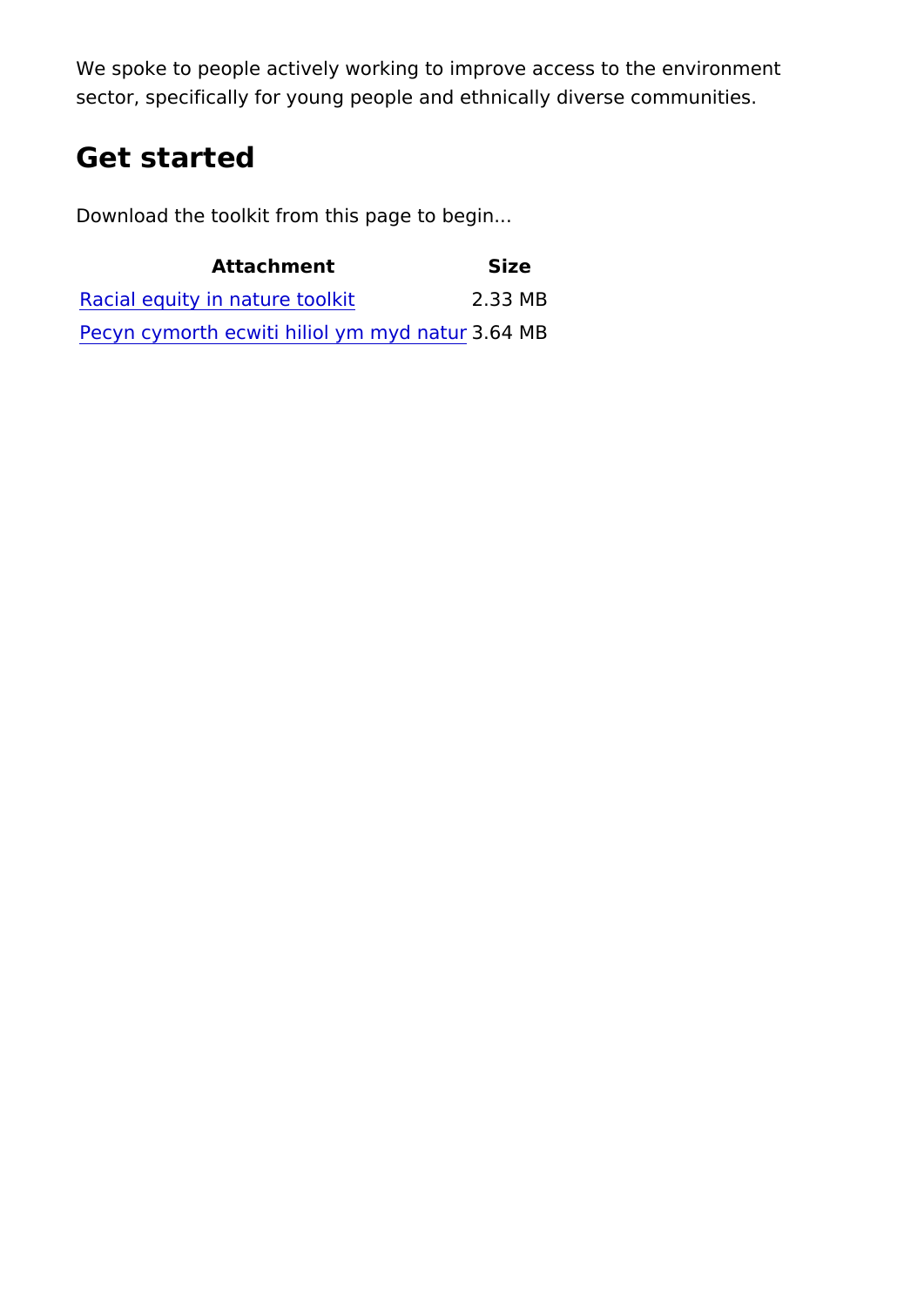We spoke to people actively working to improve access to the environment sector, specifically for young people and ethnically diverse communities.

## Get started

Download the toolkit from this page to begin...

| Attachment | Size |
| --- | --- |
| Racial equity in nature toolkit | 2.33 MB |
| Pecyn cymorth ecwiti hiliol ym myd natur | 3.64 MB |